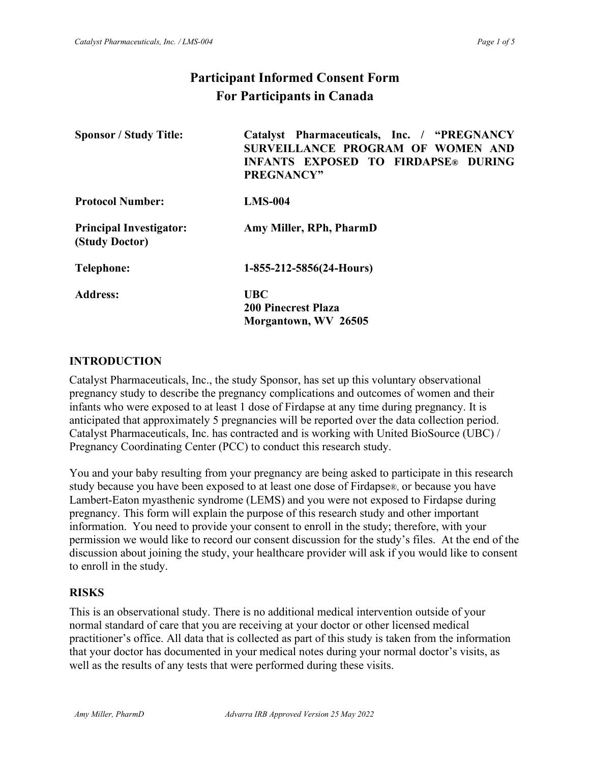# Participant Informed Consent Form
# For Participants in Canada

| | |
|---|---|
| **Sponsor / Study Title:** | **Catalyst Pharmaceuticals, Inc. / "PREGNANCY SURVEILLANCE PROGRAM OF WOMEN AND INFANTS EXPOSED TO FIRDAPSE® DURING PREGNANCY"** |
| **Protocol Number:** | **LMS-004** |
| **Principal Investigator: (Study Doctor)** | **Amy Miller, RPh, PharmD** |
| **Telephone:** | **1-855-212-5856(24-Hours)** |
| **Address:** | **UBC**<br>**200 Pinecrest Plaza**<br>**Morgantown, WV 26505** |

## INTRODUCTION

Catalyst Pharmaceuticals, Inc., the study Sponsor, has set up this voluntary observational pregnancy study to describe the pregnancy complications and outcomes of women and their infants who were exposed to at least 1 dose of Firdapse at any time during pregnancy. It is anticipated that approximately 5 pregnancies will be reported over the data collection period. Catalyst Pharmaceuticals, Inc. has contracted and is working with United BioSource (UBC) / Pregnancy Coordinating Center (PCC) to conduct this research study.

You and your baby resulting from your pregnancy are being asked to participate in this research study because you have been exposed to at least one dose of Firdapse®, or because you have Lambert-Eaton myasthenic syndrome (LEMS) and you were not exposed to Firdapse during pregnancy. This form will explain the purpose of this research study and other important information. You need to provide your consent to enroll in the study; therefore, with your permission we would like to record our consent discussion for the study's files. At the end of the discussion about joining the study, your healthcare provider will ask if you would like to consent to enroll in the study.

## RISKS

This is an observational study. There is no additional medical intervention outside of your normal standard of care that you are receiving at your doctor or other licensed medical practitioner's office. All data that is collected as part of this study is taken from the information that your doctor has documented in your medical notes during your normal doctor's visits, as well as the results of any tests that were performed during these visits.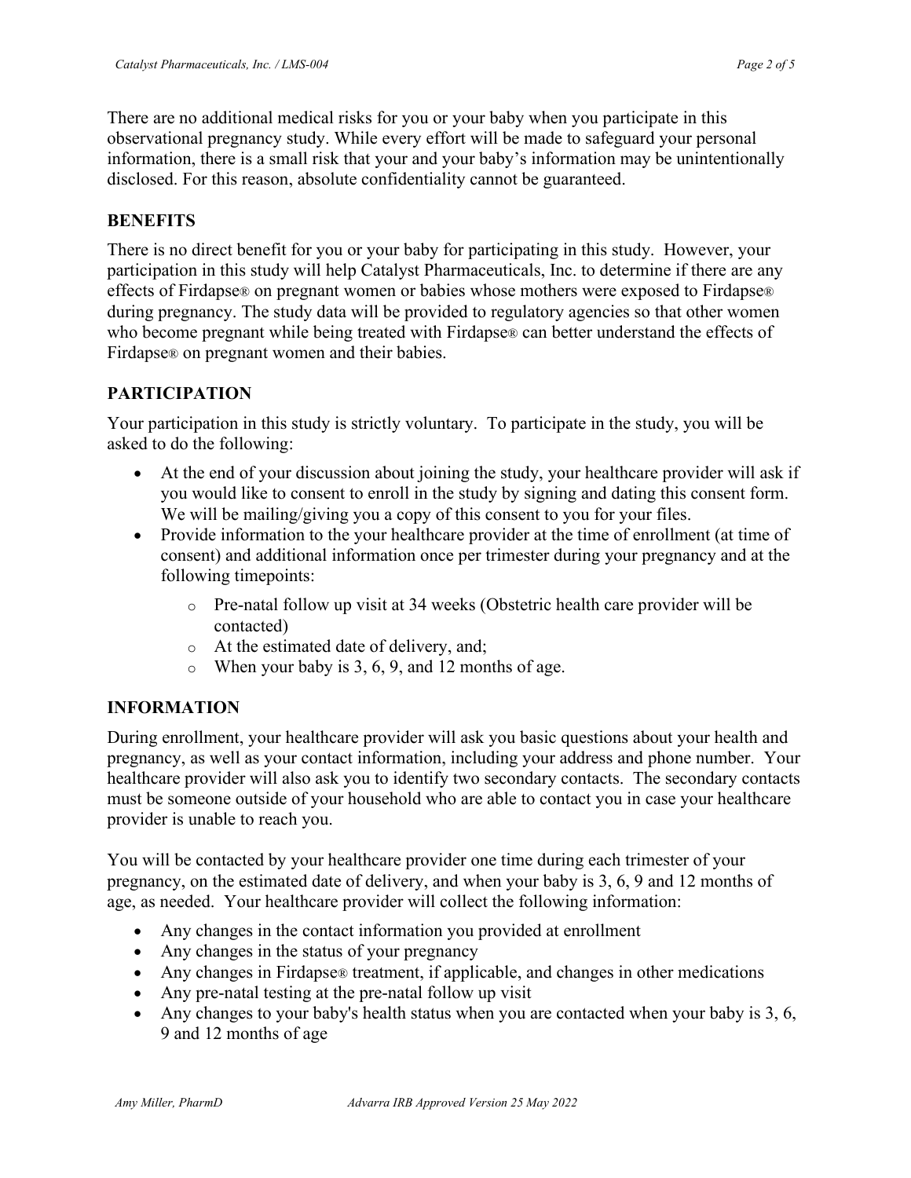There are no additional medical risks for you or your baby when you participate in this observational pregnancy study. While every effort will be made to safeguard your personal information, there is a small risk that your and your baby's information may be unintentionally disclosed. For this reason, absolute confidentiality cannot be guaranteed.

## BENEFITS

There is no direct benefit for you or your baby for participating in this study. However, your participation in this study will help Catalyst Pharmaceuticals, Inc. to determine if there are any effects of Firdapse® on pregnant women or babies whose mothers were exposed to Firdapse® during pregnancy. The study data will be provided to regulatory agencies so that other women who become pregnant while being treated with Firdapse® can better understand the effects of Firdapse® on pregnant women and their babies.

## PARTICIPATION

Your participation in this study is strictly voluntary. To participate in the study, you will be asked to do the following:

- At the end of your discussion about joining the study, your healthcare provider will ask if you would like to consent to enroll in the study by signing and dating this consent form. We will be mailing/giving you a copy of this consent to you for your files.
- Provide information to the your healthcare provider at the time of enrollment (at time of consent) and additional information once per trimester during your pregnancy and at the following timepoints:
  - Pre-natal follow up visit at 34 weeks (Obstetric health care provider will be contacted)
  - At the estimated date of delivery, and;
  - When your baby is 3, 6, 9, and 12 months of age.

## INFORMATION

During enrollment, your healthcare provider will ask you basic questions about your health and pregnancy, as well as your contact information, including your address and phone number. Your healthcare provider will also ask you to identify two secondary contacts. The secondary contacts must be someone outside of your household who are able to contact you in case your healthcare provider is unable to reach you.

You will be contacted by your healthcare provider one time during each trimester of your pregnancy, on the estimated date of delivery, and when your baby is 3, 6, 9 and 12 months of age, as needed. Your healthcare provider will collect the following information:

- Any changes in the contact information you provided at enrollment
- Any changes in the status of your pregnancy
- Any changes in Firdapse® treatment, if applicable, and changes in other medications
- Any pre-natal testing at the pre-natal follow up visit
- Any changes to your baby's health status when you are contacted when your baby is 3, 6, 9 and 12 months of age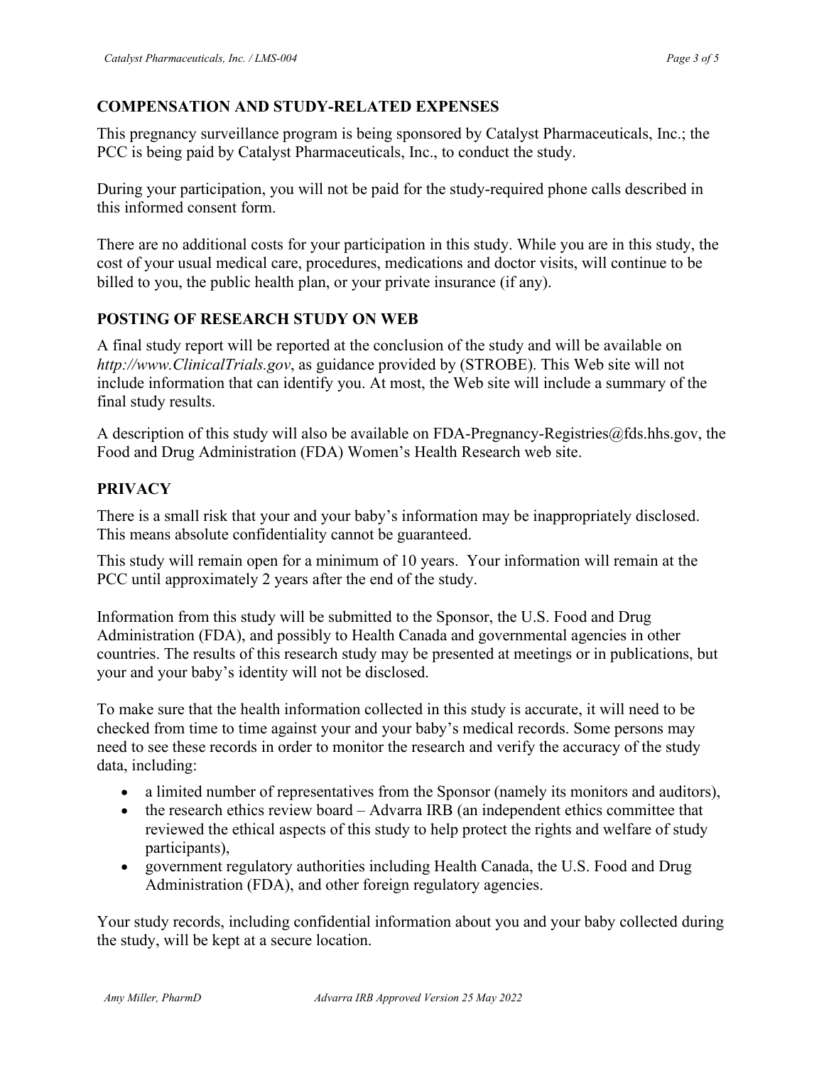## COMPENSATION AND STUDY-RELATED EXPENSES

This pregnancy surveillance program is being sponsored by Catalyst Pharmaceuticals, Inc.; the PCC is being paid by Catalyst Pharmaceuticals, Inc., to conduct the study.

During your participation, you will not be paid for the study-required phone calls described in this informed consent form.

There are no additional costs for your participation in this study. While you are in this study, the cost of your usual medical care, procedures, medications and doctor visits, will continue to be billed to you, the public health plan, or your private insurance (if any).

## POSTING OF RESEARCH STUDY ON WEB

A final study report will be reported at the conclusion of the study and will be available on *http://www.ClinicalTrials.gov*, as guidance provided by (STROBE). This Web site will not include information that can identify you. At most, the Web site will include a summary of the final study results.

A description of this study will also be available on FDA-Pregnancy-Registries@fds.hhs.gov, the Food and Drug Administration (FDA) Women's Health Research web site.

## PRIVACY

There is a small risk that your and your baby's information may be inappropriately disclosed. This means absolute confidentiality cannot be guaranteed.

This study will remain open for a minimum of 10 years. Your information will remain at the PCC until approximately 2 years after the end of the study.

Information from this study will be submitted to the Sponsor, the U.S. Food and Drug Administration (FDA), and possibly to Health Canada and governmental agencies in other countries. The results of this research study may be presented at meetings or in publications, but your and your baby's identity will not be disclosed.

To make sure that the health information collected in this study is accurate, it will need to be checked from time to time against your and your baby's medical records. Some persons may need to see these records in order to monitor the research and verify the accuracy of the study data, including:

- a limited number of representatives from the Sponsor (namely its monitors and auditors),
- the research ethics review board – Advarra IRB (an independent ethics committee that reviewed the ethical aspects of this study to help protect the rights and welfare of study participants),
- government regulatory authorities including Health Canada, the U.S. Food and Drug Administration (FDA), and other foreign regulatory agencies.

Your study records, including confidential information about you and your baby collected during the study, will be kept at a secure location.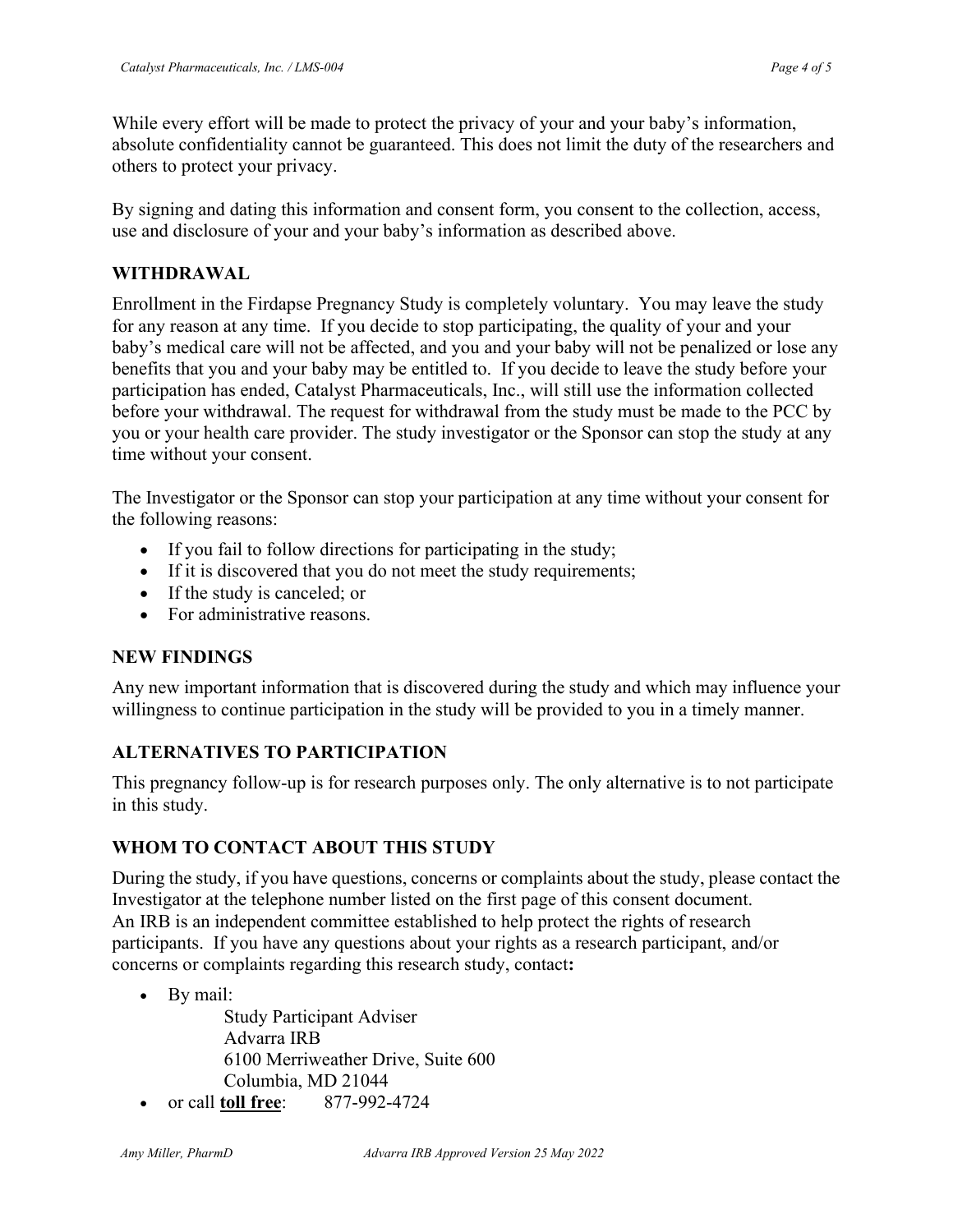While every effort will be made to protect the privacy of your and your baby's information, absolute confidentiality cannot be guaranteed. This does not limit the duty of the researchers and others to protect your privacy.

By signing and dating this information and consent form, you consent to the collection, access, use and disclosure of your and your baby's information as described above.

## WITHDRAWAL

Enrollment in the Firdapse Pregnancy Study is completely voluntary. You may leave the study for any reason at any time. If you decide to stop participating, the quality of your and your baby's medical care will not be affected, and you and your baby will not be penalized or lose any benefits that you and your baby may be entitled to. If you decide to leave the study before your participation has ended, Catalyst Pharmaceuticals, Inc., will still use the information collected before your withdrawal. The request for withdrawal from the study must be made to the PCC by you or your health care provider. The study investigator or the Sponsor can stop the study at any time without your consent.

The Investigator or the Sponsor can stop your participation at any time without your consent for the following reasons:

- If you fail to follow directions for participating in the study;
- If it is discovered that you do not meet the study requirements;
- If the study is canceled; or
- For administrative reasons.

## NEW FINDINGS

Any new important information that is discovered during the study and which may influence your willingness to continue participation in the study will be provided to you in a timely manner.

## ALTERNATIVES TO PARTICIPATION

This pregnancy follow-up is for research purposes only. The only alternative is to not participate in this study.

## WHOM TO CONTACT ABOUT THIS STUDY

During the study, if you have questions, concerns or complaints about the study, please contact the Investigator at the telephone number listed on the first page of this consent document.
An IRB is an independent committee established to help protect the rights of research participants. If you have any questions about your rights as a research participant, and/or concerns or complaints regarding this research study, contact**:**

- By mail:
  Study Participant Adviser
  Advarra IRB
  6100 Merriweather Drive, Suite 600
  Columbia, MD 21044
- or call **toll free**: 877-992-4724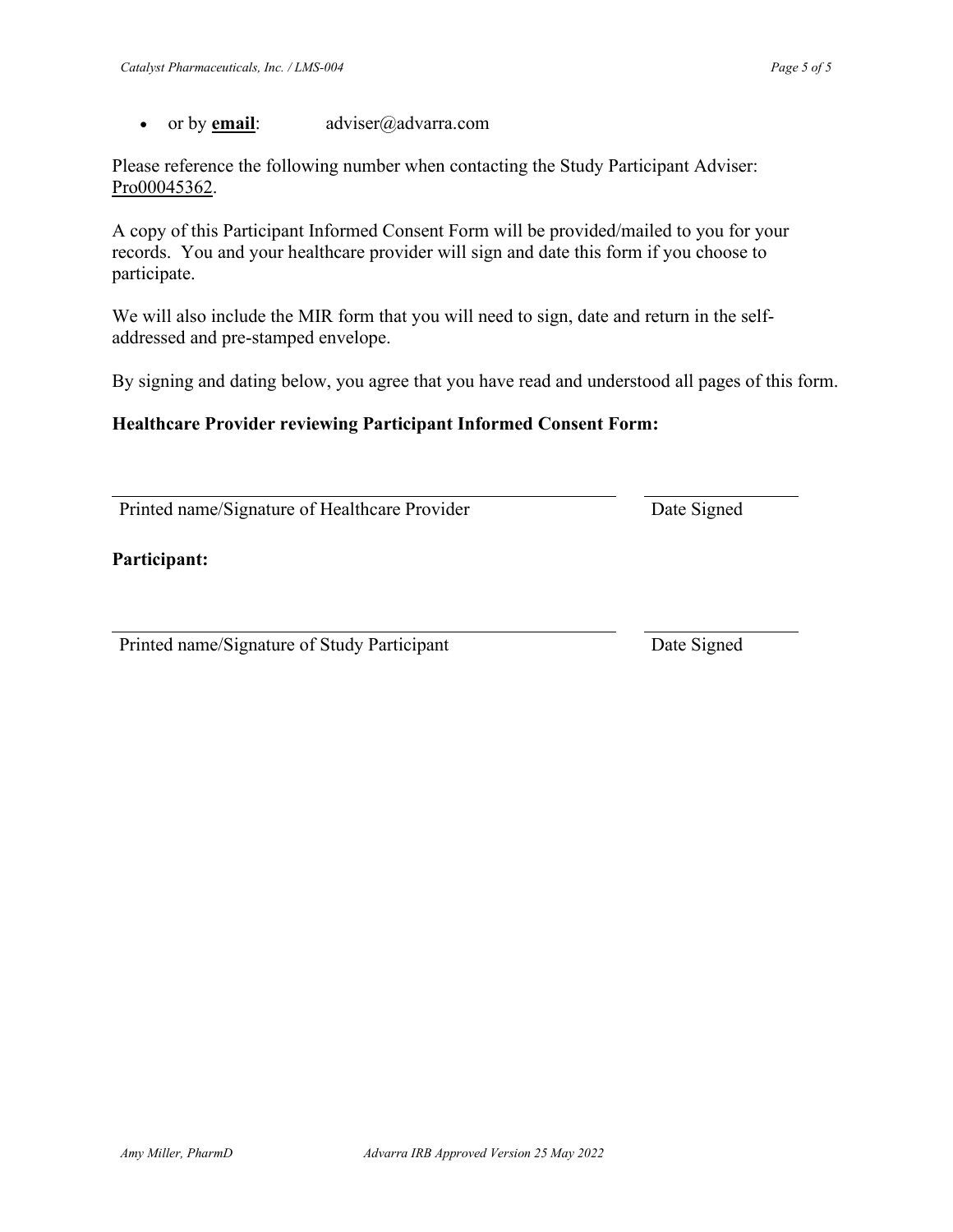- or by **email**: adviser@advarra.com

Please reference the following number when contacting the Study Participant Adviser: Pro00045362.

A copy of this Participant Informed Consent Form will be provided/mailed to you for your records. You and your healthcare provider will sign and date this form if you choose to participate.

We will also include the MIR form that you will need to sign, date and return in the self-addressed and pre-stamped envelope.

By signing and dating below, you agree that you have read and understood all pages of this form.

**Healthcare Provider reviewing Participant Informed Consent Form:**

\_\_\_\_\_\_\_\_\_\_\_\_\_\_\_\_\_\_\_\_\_\_\_\_\_\_\_\_\_\_\_\_\_\_\_\_\_\_\_\_\_\_\_\_ \_\_\_\_\_\_\_\_\_\_\_\_\_\_\_\_
Printed name/Signature of Healthcare Provider Date Signed

**Participant:**

\_\_\_\_\_\_\_\_\_\_\_\_\_\_\_\_\_\_\_\_\_\_\_\_\_\_\_\_\_\_\_\_\_\_\_\_\_\_\_\_\_\_\_\_ \_\_\_\_\_\_\_\_\_\_\_\_\_\_\_\_
Printed name/Signature of Study Participant Date Signed